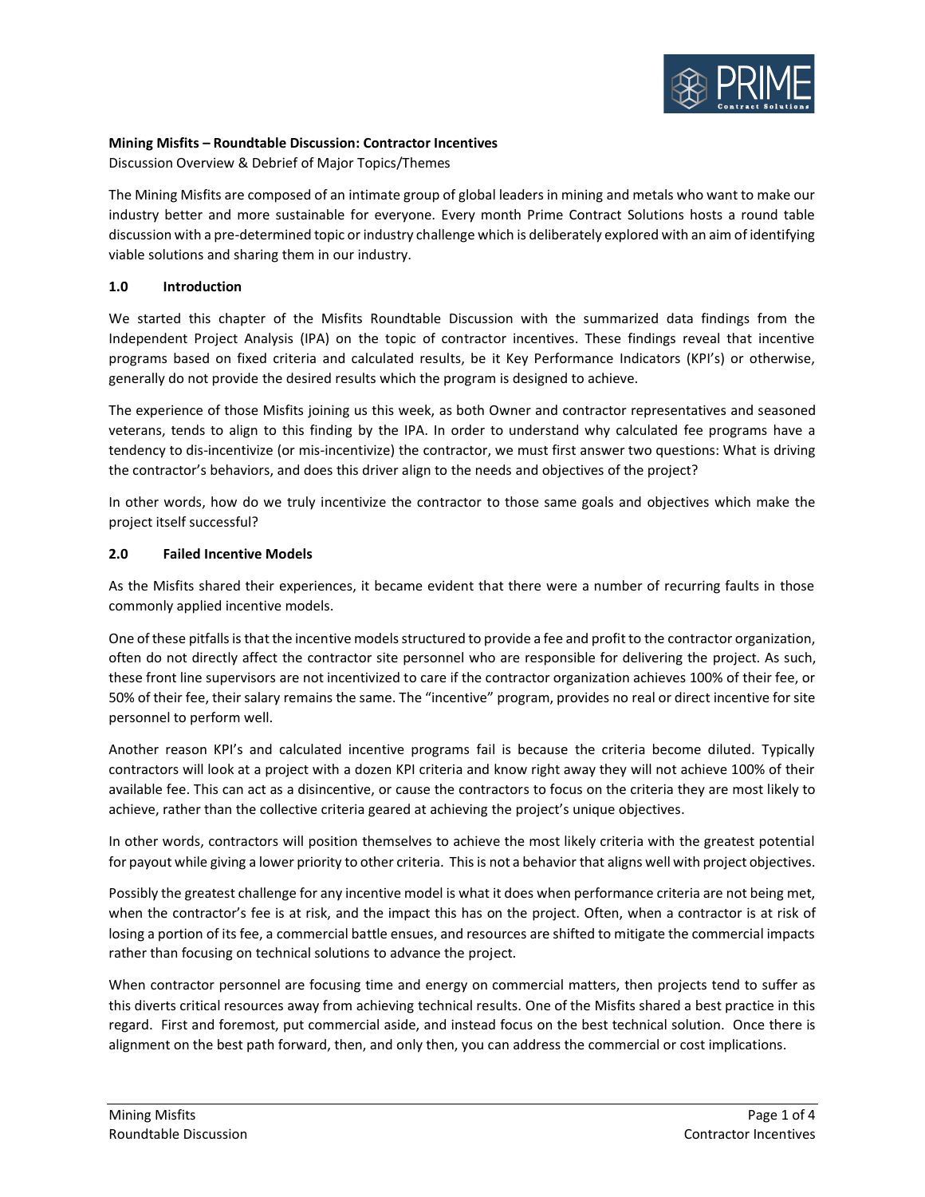**Mining Misfits – Roundtable Discussion: Contractor Incentives**

Discussion Overview & Debrief of Major Topics/Themes

The Mining Misfits are composed of an intimate group of global leaders in mining and metals who want to make our industry better and more sustainable for everyone. Every month Prime Contract Solutions hosts a round table discussion with a pre-determined topic or industry challenge which is deliberately explored with an aim of identifying viable solutions and sharing them in our industry.

## 1.0 Introduction

We started this chapter of the Misfits Roundtable Discussion with the summarized data findings from the Independent Project Analysis (IPA) on the topic of contractor incentives. These findings reveal that incentive programs based on fixed criteria and calculated results, be it Key Performance Indicators (KPI's) or otherwise, generally do not provide the desired results which the program is designed to achieve.

The experience of those Misfits joining us this week, as both Owner and contractor representatives and seasoned veterans, tends to align to this finding by the IPA. In order to understand why calculated fee programs have a tendency to dis-incentivize (or mis-incentivize) the contractor, we must first answer two questions: What is driving the contractor's behaviors, and does this driver align to the needs and objectives of the project?

In other words, how do we truly incentivize the contractor to those same goals and objectives which make the project itself successful?

## 2.0 Failed Incentive Models

As the Misfits shared their experiences, it became evident that there were a number of recurring faults in those commonly applied incentive models.

One of these pitfalls is that the incentive models structured to provide a fee and profit to the contractor organization, often do not directly affect the contractor site personnel who are responsible for delivering the project. As such, these front line supervisors are not incentivized to care if the contractor organization achieves 100% of their fee, or 50% of their fee, their salary remains the same. The "incentive" program, provides no real or direct incentive for site personnel to perform well.

Another reason KPI's and calculated incentive programs fail is because the criteria become diluted. Typically contractors will look at a project with a dozen KPI criteria and know right away they will not achieve 100% of their available fee. This can act as a disincentive, or cause the contractors to focus on the criteria they are most likely to achieve, rather than the collective criteria geared at achieving the project's unique objectives.

In other words, contractors will position themselves to achieve the most likely criteria with the greatest potential for payout while giving a lower priority to other criteria. This is not a behavior that aligns well with project objectives.

Possibly the greatest challenge for any incentive model is what it does when performance criteria are not being met, when the contractor's fee is at risk, and the impact this has on the project. Often, when a contractor is at risk of losing a portion of its fee, a commercial battle ensues, and resources are shifted to mitigate the commercial impacts rather than focusing on technical solutions to advance the project.

When contractor personnel are focusing time and energy on commercial matters, then projects tend to suffer as this diverts critical resources away from achieving technical results. One of the Misfits shared a best practice in this regard. First and foremost, put commercial aside, and instead focus on the best technical solution. Once there is alignment on the best path forward, then, and only then, you can address the commercial or cost implications.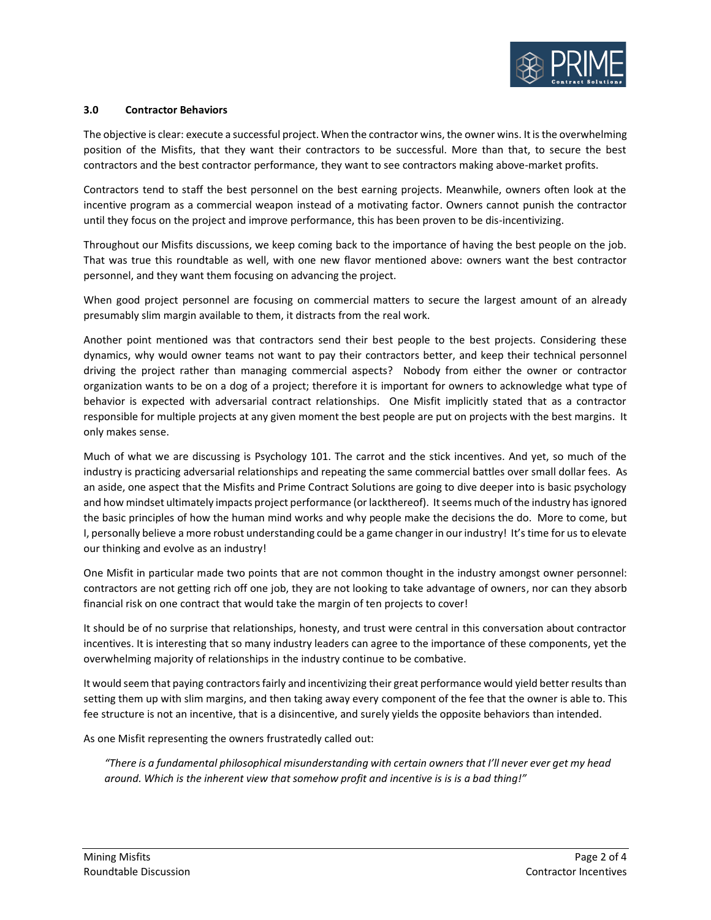### 3.0 Contractor Behaviors

The objective is clear: execute a successful project. When the contractor wins, the owner wins. It is the overwhelming position of the Misfits, that they want their contractors to be successful. More than that, to secure the best contractors and the best contractor performance, they want to see contractors making above-market profits.

Contractors tend to staff the best personnel on the best earning projects. Meanwhile, owners often look at the incentive program as a commercial weapon instead of a motivating factor. Owners cannot punish the contractor until they focus on the project and improve performance, this has been proven to be dis-incentivizing.

Throughout our Misfits discussions, we keep coming back to the importance of having the best people on the job. That was true this roundtable as well, with one new flavor mentioned above: owners want the best contractor personnel, and they want them focusing on advancing the project.

When good project personnel are focusing on commercial matters to secure the largest amount of an already presumably slim margin available to them, it distracts from the real work.

Another point mentioned was that contractors send their best people to the best projects. Considering these dynamics, why would owner teams not want to pay their contractors better, and keep their technical personnel driving the project rather than managing commercial aspects? Nobody from either the owner or contractor organization wants to be on a dog of a project; therefore it is important for owners to acknowledge what type of behavior is expected with adversarial contract relationships. One Misfit implicitly stated that as a contractor responsible for multiple projects at any given moment the best people are put on projects with the best margins. It only makes sense.

Much of what we are discussing is Psychology 101. The carrot and the stick incentives. And yet, so much of the industry is practicing adversarial relationships and repeating the same commercial battles over small dollar fees. As an aside, one aspect that the Misfits and Prime Contract Solutions are going to dive deeper into is basic psychology and how mindset ultimately impacts project performance (or lackthereof). It seems much of the industry has ignored the basic principles of how the human mind works and why people make the decisions the do. More to come, but I, personally believe a more robust understanding could be a game changer in our industry! It's time for us to elevate our thinking and evolve as an industry!

One Misfit in particular made two points that are not common thought in the industry amongst owner personnel: contractors are not getting rich off one job, they are not looking to take advantage of owners, nor can they absorb financial risk on one contract that would take the margin of ten projects to cover!

It should be of no surprise that relationships, honesty, and trust were central in this conversation about contractor incentives. It is interesting that so many industry leaders can agree to the importance of these components, yet the overwhelming majority of relationships in the industry continue to be combative.

It would seem that paying contractors fairly and incentivizing their great performance would yield better results than setting them up with slim margins, and then taking away every component of the fee that the owner is able to. This fee structure is not an incentive, that is a disincentive, and surely yields the opposite behaviors than intended.

As one Misfit representing the owners frustratedly called out:

> *"There is a fundamental philosophical misunderstanding with certain owners that I'll never ever get my head around. Which is the inherent view that somehow profit and incentive is is is a bad thing!"*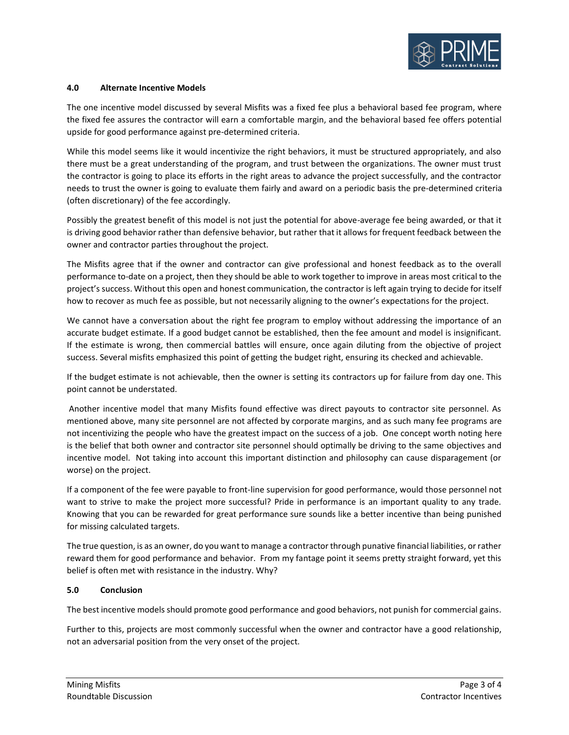## 4.0 Alternate Incentive Models

The one incentive model discussed by several Misfits was a fixed fee plus a behavioral based fee program, where the fixed fee assures the contractor will earn a comfortable margin, and the behavioral based fee offers potential upside for good performance against pre-determined criteria.

While this model seems like it would incentivize the right behaviors, it must be structured appropriately, and also there must be a great understanding of the program, and trust between the organizations. The owner must trust the contractor is going to place its efforts in the right areas to advance the project successfully, and the contractor needs to trust the owner is going to evaluate them fairly and award on a periodic basis the pre-determined criteria (often discretionary) of the fee accordingly.

Possibly the greatest benefit of this model is not just the potential for above-average fee being awarded, or that it is driving good behavior rather than defensive behavior, but rather that it allows for frequent feedback between the owner and contractor parties throughout the project.

The Misfits agree that if the owner and contractor can give professional and honest feedback as to the overall performance to-date on a project, then they should be able to work together to improve in areas most critical to the project's success. Without this open and honest communication, the contractor is left again trying to decide for itself how to recover as much fee as possible, but not necessarily aligning to the owner's expectations for the project.

We cannot have a conversation about the right fee program to employ without addressing the importance of an accurate budget estimate. If a good budget cannot be established, then the fee amount and model is insignificant. If the estimate is wrong, then commercial battles will ensure, once again diluting from the objective of project success. Several misfits emphasized this point of getting the budget right, ensuring its checked and achievable.

If the budget estimate is not achievable, then the owner is setting its contractors up for failure from day one. This point cannot be understated.

Another incentive model that many Misfits found effective was direct payouts to contractor site personnel. As mentioned above, many site personnel are not affected by corporate margins, and as such many fee programs are not incentivizing the people who have the greatest impact on the success of a job. One concept worth noting here is the belief that both owner and contractor site personnel should optimally be driving to the same objectives and incentive model. Not taking into account this important distinction and philosophy can cause disparagement (or worse) on the project.

If a component of the fee were payable to front-line supervision for good performance, would those personnel not want to strive to make the project more successful? Pride in performance is an important quality to any trade. Knowing that you can be rewarded for great performance sure sounds like a better incentive than being punished for missing calculated targets.

The true question, is as an owner, do you want to manage a contractor through punative financial liabilities, or rather reward them for good performance and behavior. From my fantage point it seems pretty straight forward, yet this belief is often met with resistance in the industry. Why?

## 5.0 Conclusion

The best incentive models should promote good performance and good behaviors, not punish for commercial gains.

Further to this, projects are most commonly successful when the owner and contractor have a good relationship, not an adversarial position from the very onset of the project.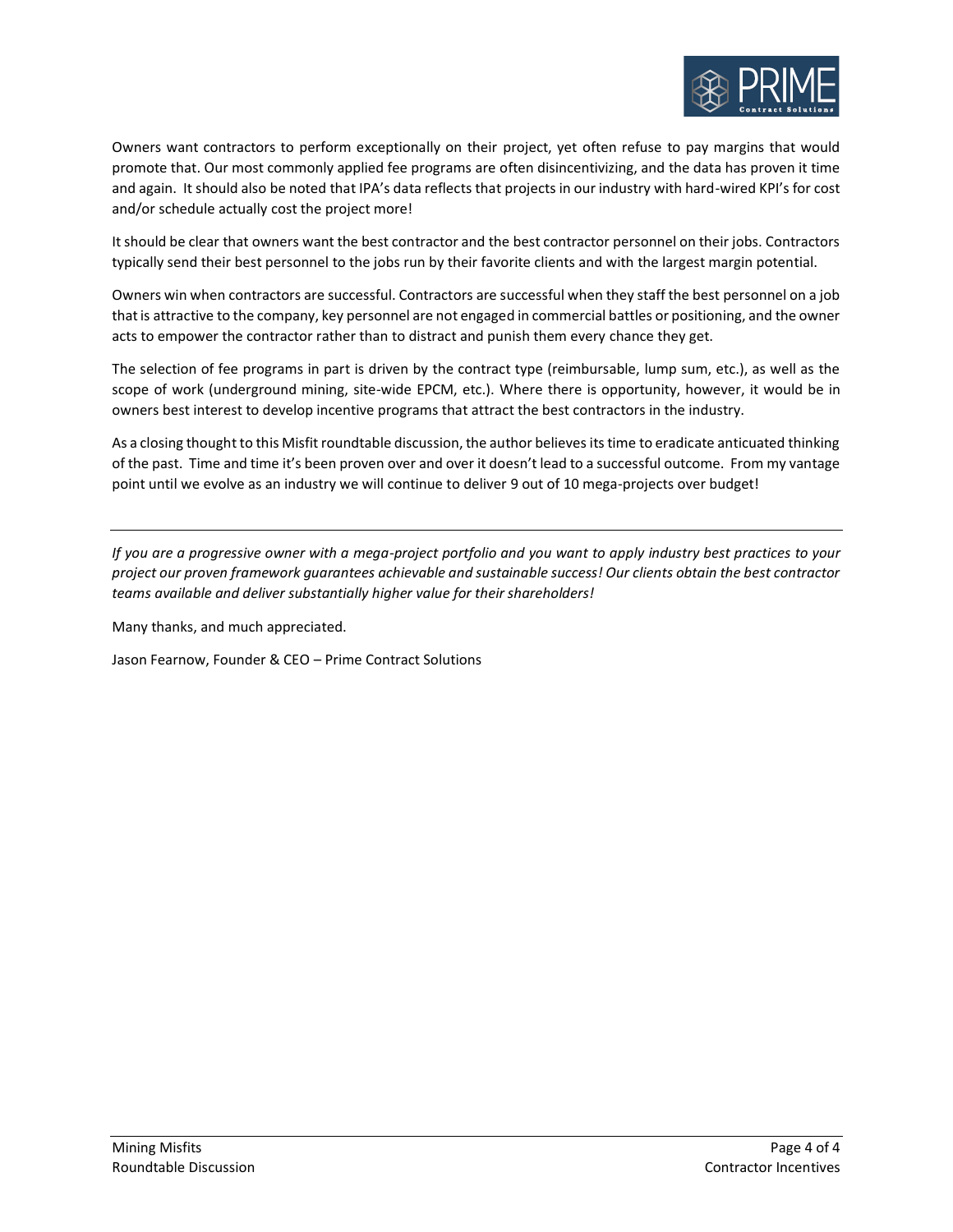Owners want contractors to perform exceptionally on their project, yet often refuse to pay margins that would promote that. Our most commonly applied fee programs are often disincentivizing, and the data has proven it time and again. It should also be noted that IPA's data reflects that projects in our industry with hard-wired KPI's for cost and/or schedule actually cost the project more!

It should be clear that owners want the best contractor and the best contractor personnel on their jobs. Contractors typically send their best personnel to the jobs run by their favorite clients and with the largest margin potential.

Owners win when contractors are successful. Contractors are successful when they staff the best personnel on a job that is attractive to the company, key personnel are not engaged in commercial battles or positioning, and the owner acts to empower the contractor rather than to distract and punish them every chance they get.

The selection of fee programs in part is driven by the contract type (reimbursable, lump sum, etc.), as well as the scope of work (underground mining, site-wide EPCM, etc.). Where there is opportunity, however, it would be in owners best interest to develop incentive programs that attract the best contractors in the industry.

As a closing thought to this Misfit roundtable discussion, the author believes its time to eradicate anticuated thinking of the past. Time and time it's been proven over and over it doesn't lead to a successful outcome. From my vantage point until we evolve as an industry we will continue to deliver 9 out of 10 mega-projects over budget!

---

*If you are a progressive owner with a mega-project portfolio and you want to apply industry best practices to your project our proven framework guarantees achievable and sustainable success! Our clients obtain the best contractor teams available and deliver substantially higher value for their shareholders!*

Many thanks, and much appreciated.

Jason Fearnow, Founder & CEO – Prime Contract Solutions